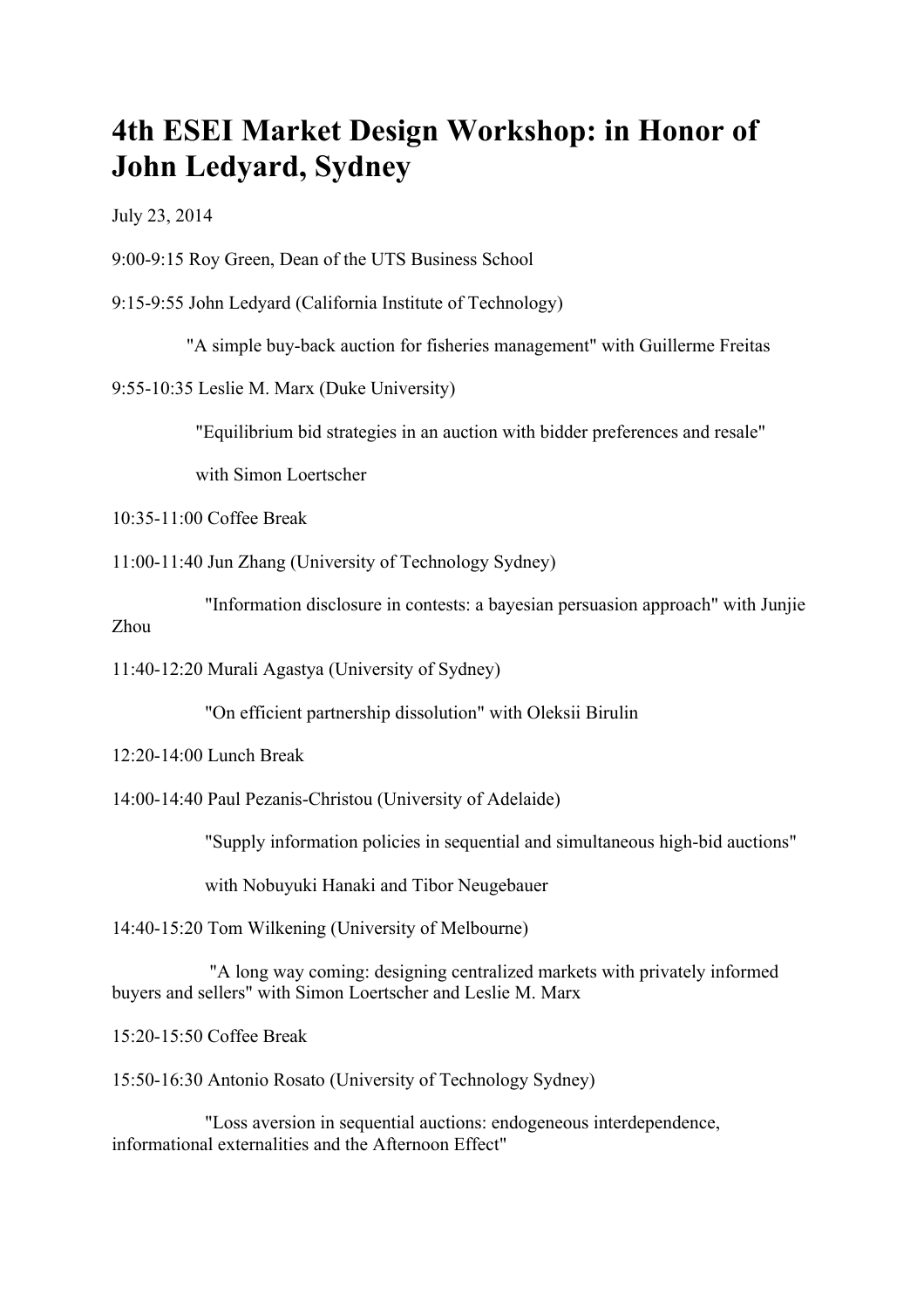# 4th ESEI Market Design Workshop: in Honor of John Ledyard, Sydney

July 23, 2014

9:00-9:15 Roy Green, Dean of the UTS Business School

9:15-9:55 John Ledyard (California Institute of Technology)

"A simple buy-back auction for fisheries management" with Guillerme Freitas

9:55-10:35 Leslie M. Marx (Duke University)

"Equilibrium bid strategies in an auction with bidder preferences and resale"

with Simon Loertscher

10:35-11:00 Coffee Break

11:00-11:40 Jun Zhang (University of Technology Sydney)

"Information disclosure in contests: a bayesian persuasion approach" with Junjie Zhou

11:40-12:20 Murali Agastya (University of Sydney)

"On efficient partnership dissolution" with Oleksii Birulin

12:20-14:00 Lunch Break

14:00-14:40 Paul Pezanis-Christou (University of Adelaide)

"Supply information policies in sequential and simultaneous high-bid auctions"

with Nobuyuki Hanaki and Tibor Neugebauer

14:40-15:20 Tom Wilkening (University of Melbourne)

"A long way coming: designing centralized markets with privately informed buyers and sellers" with Simon Loertscher and Leslie M. Marx

15:20-15:50 Coffee Break

15:50-16:30 Antonio Rosato (University of Technology Sydney)

"Loss aversion in sequential auctions: endogeneous interdependence, informational externalities and the Afternoon Effect"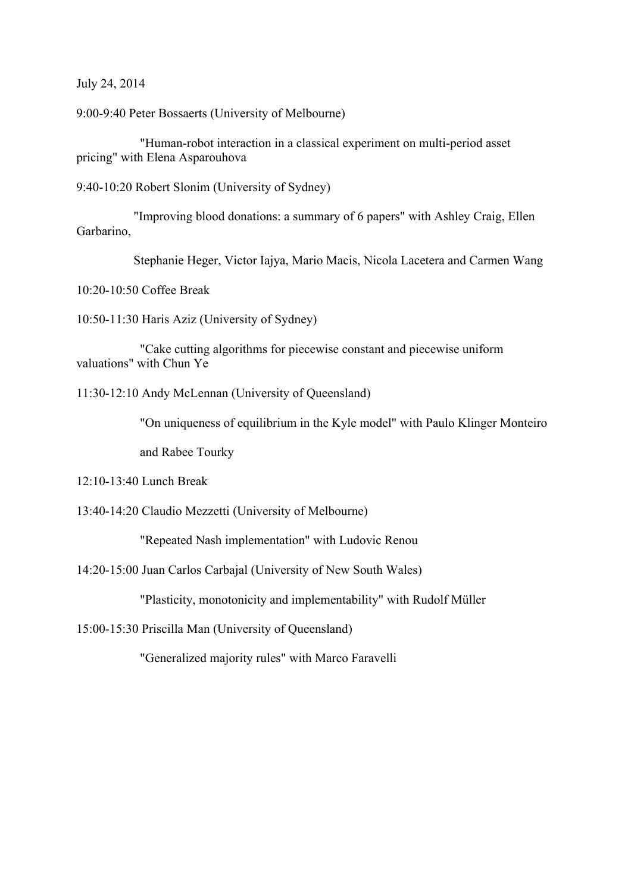July 24, 2014

9:00-9:40 Peter Bossaerts (University of Melbourne)

"Human-robot interaction in a classical experiment on multi-period asset pricing" with Elena Asparouhova

9:40-10:20 Robert Slonim (University of Sydney)

"Improving blood donations: a summary of 6 papers" with Ashley Craig, Ellen Garbarino,

Stephanie Heger, Victor Iajya, Mario Macis, Nicola Lacetera and Carmen Wang

10:20-10:50 Coffee Break

10:50-11:30 Haris Aziz (University of Sydney)

"Cake cutting algorithms for piecewise constant and piecewise uniform valuations" with Chun Ye

11:30-12:10 Andy McLennan (University of Queensland)

"On uniqueness of equilibrium in the Kyle model" with Paulo Klinger Monteiro

and Rabee Tourky

12:10-13:40 Lunch Break

13:40-14:20 Claudio Mezzetti (University of Melbourne)

"Repeated Nash implementation" with Ludovic Renou

14:20-15:00 Juan Carlos Carbajal (University of New South Wales)

"Plasticity, monotonicity and implementability" with Rudolf Müller

15:00-15:30 Priscilla Man (University of Queensland)

"Generalized majority rules" with Marco Faravelli